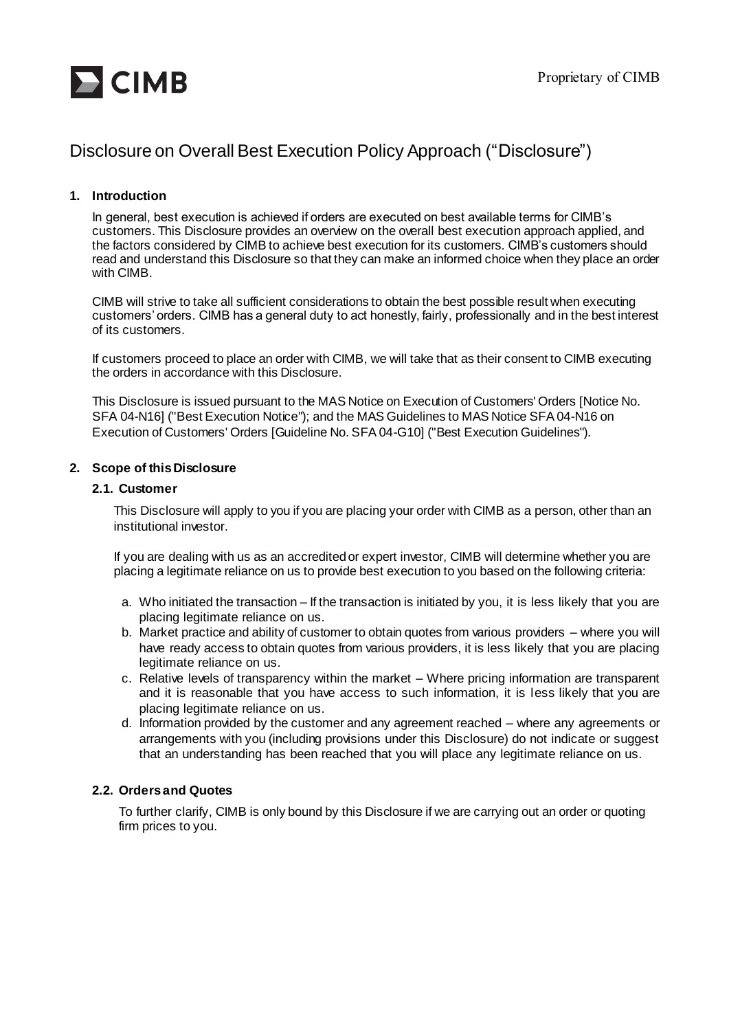# Disclosure on Overall Best Execution Policy Approach ("Disclosure")

## 1. Introduction

In general, best execution is achieved if orders are executed on best available terms for CIMB's customers. This Disclosure provides an overview on the overall best execution approach applied, and the factors considered by CIMB to achieve best execution for its customers. CIMB's customers should read and understand this Disclosure so that they can make an informed choice when they place an order with CIMB.

CIMB will strive to take all sufficient considerations to obtain the best possible result when executing customers' orders. CIMB has a general duty to act honestly, fairly, professionally and in the best interest of its customers.

If customers proceed to place an order with CIMB, we will take that as their consent to CIMB executing the orders in accordance with this Disclosure.

This Disclosure is issued pursuant to the MAS Notice on Execution of Customers' Orders [Notice No. SFA 04-N16] ("Best Execution Notice"); and the MAS Guidelines to MAS Notice SFA 04-N16 on Execution of Customers' Orders [Guideline No. SFA 04-G10] ("Best Execution Guidelines").

## 2. Scope of this Disclosure

### 2.1. Customer

This Disclosure will apply to you if you are placing your order with CIMB as a person, other than an institutional investor.

If you are dealing with us as an accredited or expert investor, CIMB will determine whether you are placing a legitimate reliance on us to provide best execution to you based on the following criteria:

a. Who initiated the transaction – If the transaction is initiated by you, it is less likely that you are placing legitimate reliance on us.
b. Market practice and ability of customer to obtain quotes from various providers – where you will have ready access to obtain quotes from various providers, it is less likely that you are placing legitimate reliance on us.
c. Relative levels of transparency within the market – Where pricing information are transparent and it is reasonable that you have access to such information, it is less likely that you are placing legitimate reliance on us.
d. Information provided by the customer and any agreement reached – where any agreements or arrangements with you (including provisions under this Disclosure) do not indicate or suggest that an understanding has been reached that you will place any legitimate reliance on us.

### 2.2. Orders and Quotes

To further clarify, CIMB is only bound by this Disclosure if we are carrying out an order or quoting firm prices to you.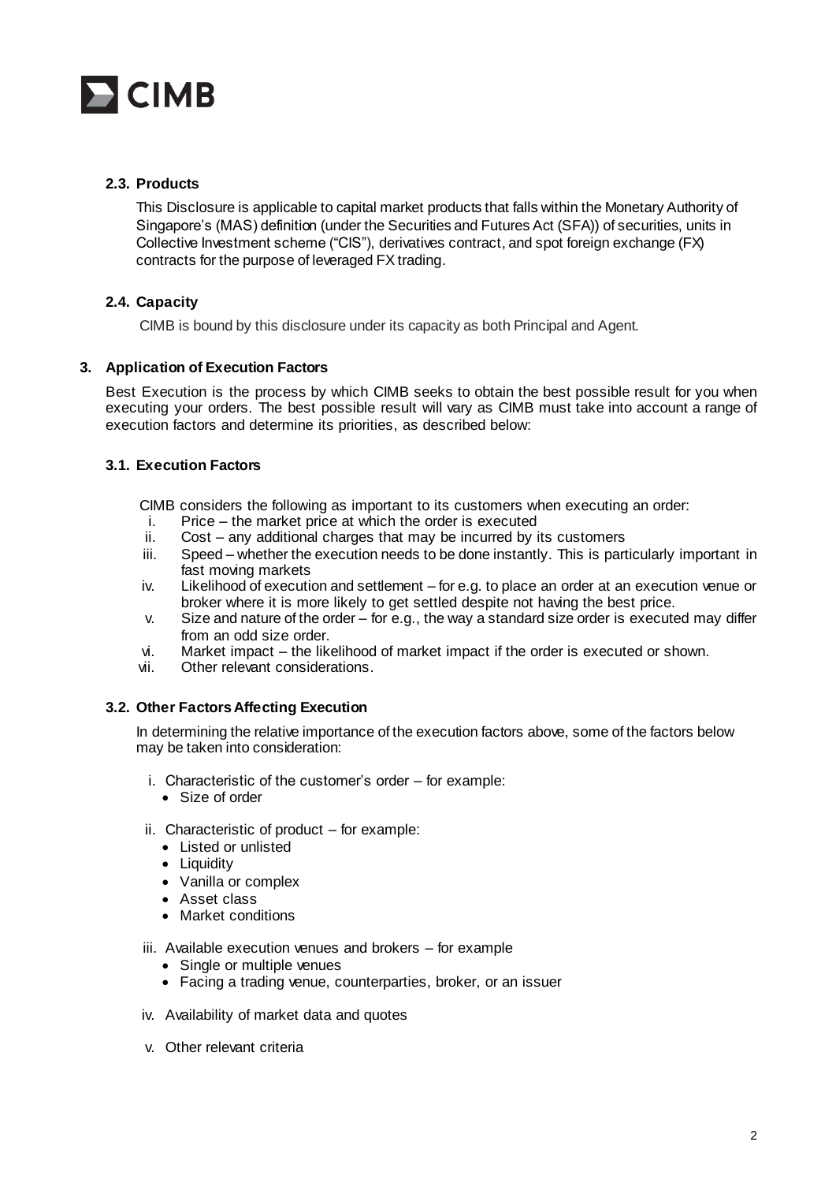### 2.3. Products

This Disclosure is applicable to capital market products that falls within the Monetary Authority of Singapore's (MAS) definition (under the Securities and Futures Act (SFA)) of securities, units in Collective Investment scheme ("CIS"), derivatives contract, and spot foreign exchange (FX) contracts for the purpose of leveraged FX trading.

### 2.4. Capacity

CIMB is bound by this disclosure under its capacity as both Principal and Agent.

## 3. Application of Execution Factors

Best Execution is the process by which CIMB seeks to obtain the best possible result for you when executing your orders. The best possible result will vary as CIMB must take into account a range of execution factors and determine its priorities, as described below:

### 3.1. Execution Factors

CIMB considers the following as important to its customers when executing an order:

i. Price – the market price at which the order is executed
ii. Cost – any additional charges that may be incurred by its customers
iii. Speed – whether the execution needs to be done instantly. This is particularly important in fast moving markets
iv. Likelihood of execution and settlement – for e.g. to place an order at an execution venue or broker where it is more likely to get settled despite not having the best price.
v. Size and nature of the order – for e.g., the way a standard size order is executed may differ from an odd size order.
vi. Market impact – the likelihood of market impact if the order is executed or shown.
vii. Other relevant considerations.

### 3.2. Other Factors Affecting Execution

In determining the relative importance of the execution factors above, some of the factors below may be taken into consideration:

i. Characteristic of the customer's order – for example:
   - Size of order

ii. Characteristic of product – for example:
   - Listed or unlisted
   - Liquidity
   - Vanilla or complex
   - Asset class
   - Market conditions

iii. Available execution venues and brokers – for example
   - Single or multiple venues
   - Facing a trading venue, counterparties, broker, or an issuer

iv. Availability of market data and quotes

v. Other relevant criteria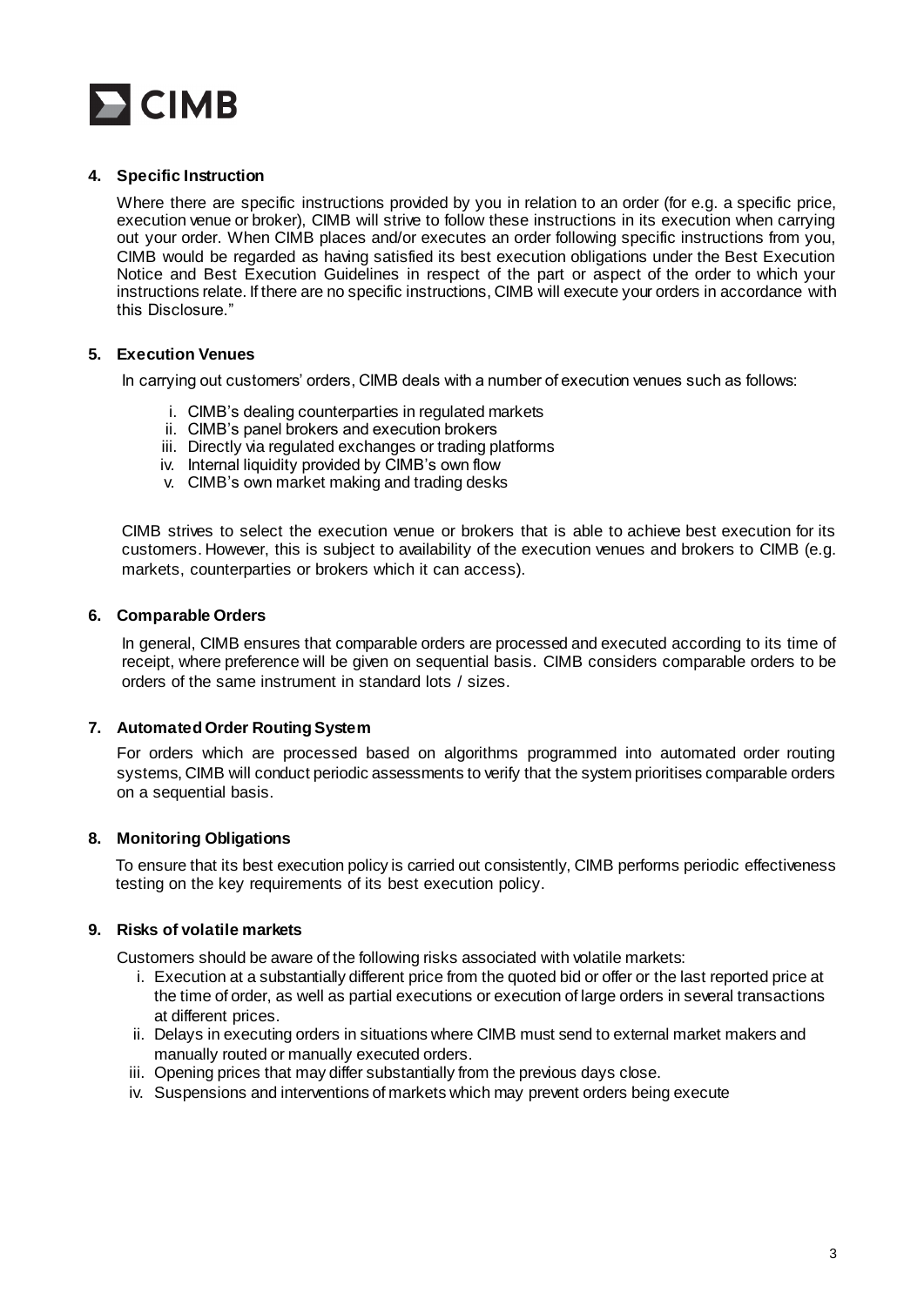CIMB

## 4. Specific Instruction

Where there are specific instructions provided by you in relation to an order (for e.g. a specific price, execution venue or broker), CIMB will strive to follow these instructions in its execution when carrying out your order. When CIMB places and/or executes an order following specific instructions from you, CIMB would be regarded as having satisfied its best execution obligations under the Best Execution Notice and Best Execution Guidelines in respect of the part or aspect of the order to which your instructions relate. If there are no specific instructions, CIMB will execute your orders in accordance with this Disclosure."

## 5. Execution Venues

In carrying out customers' orders, CIMB deals with a number of execution venues such as follows:

i. CIMB's dealing counterparties in regulated markets
ii. CIMB's panel brokers and execution brokers
iii. Directly via regulated exchanges or trading platforms
iv. Internal liquidity provided by CIMB's own flow
v. CIMB's own market making and trading desks

CIMB strives to select the execution venue or brokers that is able to achieve best execution for its customers. However, this is subject to availability of the execution venues and brokers to CIMB (e.g. markets, counterparties or brokers which it can access).

## 6. Comparable Orders

In general, CIMB ensures that comparable orders are processed and executed according to its time of receipt, where preference will be given on sequential basis. CIMB considers comparable orders to be orders of the same instrument in standard lots / sizes.

## 7. Automated Order Routing System

For orders which are processed based on algorithms programmed into automated order routing systems, CIMB will conduct periodic assessments to verify that the system prioritises comparable orders on a sequential basis.

## 8. Monitoring Obligations

To ensure that its best execution policy is carried out consistently, CIMB performs periodic effectiveness testing on the key requirements of its best execution policy.

## 9. Risks of volatile markets

Customers should be aware of the following risks associated with volatile markets:

i. Execution at a substantially different price from the quoted bid or offer or the last reported price at the time of order, as well as partial executions or execution of large orders in several transactions at different prices.
ii. Delays in executing orders in situations where CIMB must send to external market makers and manually routed or manually executed orders.
iii. Opening prices that may differ substantially from the previous days close.
iv. Suspensions and interventions of markets which may prevent orders being execute